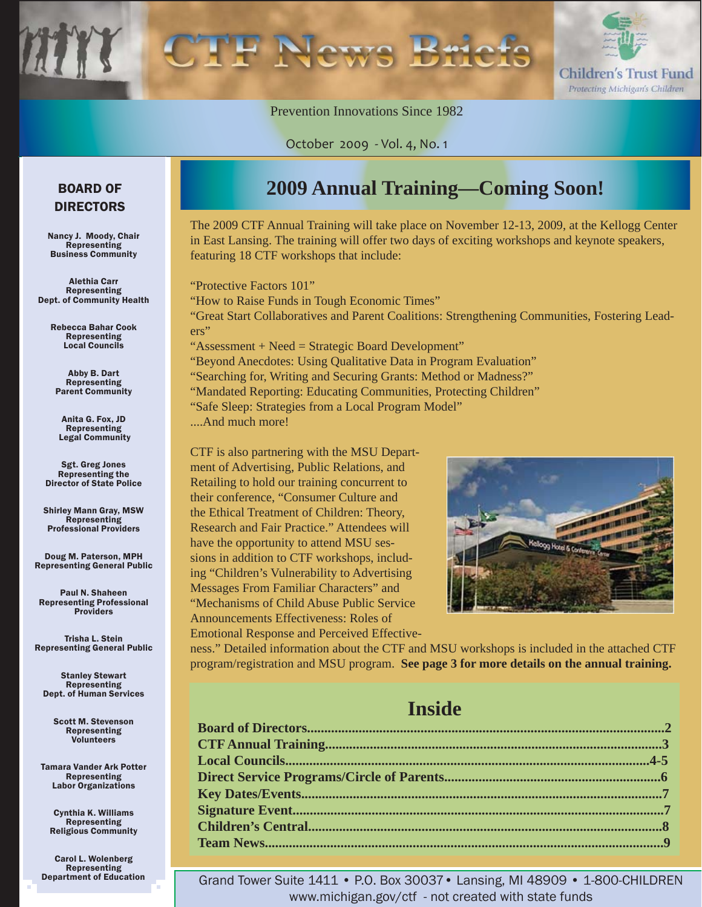# CTF News Briefs

Children's Trust Fund
*Protecting Michigan's Children*

Prevention Innovations Since 1982

October 2009 - Vol. 4, No. 1

## 2009 Annual Training—Coming Soon!

The 2009 CTF Annual Training will take place on November 12-13, 2009, at the Kellogg Center in East Lansing. The training will offer two days of exciting workshops and keynote speakers, featuring 18 CTF workshops that include:

"Protective Factors 101"
"How to Raise Funds in Tough Economic Times"
"Great Start Collaboratives and Parent Coalitions: Strengthening Communities, Fostering Leaders"
"Assessment + Need = Strategic Board Development"
"Beyond Anecdotes: Using Qualitative Data in Program Evaluation"
"Searching for, Writing and Securing Grants: Method or Madness?"
"Mandated Reporting: Educating Communities, Protecting Children"
"Safe Sleep: Strategies from a Local Program Model"
....And much more!

CTF is also partnering with the MSU Department of Advertising, Public Relations, and Retailing to hold our training concurrent to their conference, "Consumer Culture and the Ethical Treatment of Children: Theory, Research and Fair Practice." Attendees will have the opportunity to attend MSU sessions in addition to CTF workshops, including "Children's Vulnerability to Advertising Messages From Familiar Characters" and "Mechanisms of Child Abuse Public Service Announcements Effectiveness: Roles of Emotional Response and Perceived Effectiveness." Detailed information about the CTF and MSU workshops is included in the attached CTF program/registration and MSU program. **See page 3 for more details on the annual training.**

## Inside

**Board of Directors....................2**
**CTF Annual Training....................3**
**Local Councils....................4-5**
**Direct Service Programs/Circle of Parents....................6**
**Key Dates/Events....................7**
**Signature Event....................7**
**Children's Central....................8**
**Team News....................9**

## BOARD OF DIRECTORS

**Nancy J. Moody, Chair**
Representing Business Community

**Alethia Carr**
Representing Dept. of Community Health

**Rebecca Bahar Cook**
Representing Local Councils

**Abby B. Dart**
Representing Parent Community

**Anita G. Fox, JD**
Representing Legal Community

**Sgt. Greg Jones**
Representing the Director of State Police

**Shirley Mann Gray, MSW**
Representing Professional Providers

**Doug M. Paterson, MPH**
Representing General Public

**Paul N. Shaheen**
Representing Professional Providers

**Trisha L. Stein**
Representing General Public

**Stanley Stewart**
Representing Dept. of Human Services

**Scott M. Stevenson**
Representing Volunteers

**Tamara Vander Ark Potter**
Representing Labor Organizations

**Cynthia K. Williams**
Representing Religious Community

**Carol L. Wolenberg**
Representing Department of Education

Grand Tower Suite 1411 • P.O. Box 30037 • Lansing, MI 48909 • 1-800-CHILDREN
www.michigan.gov/ctf - not created with state funds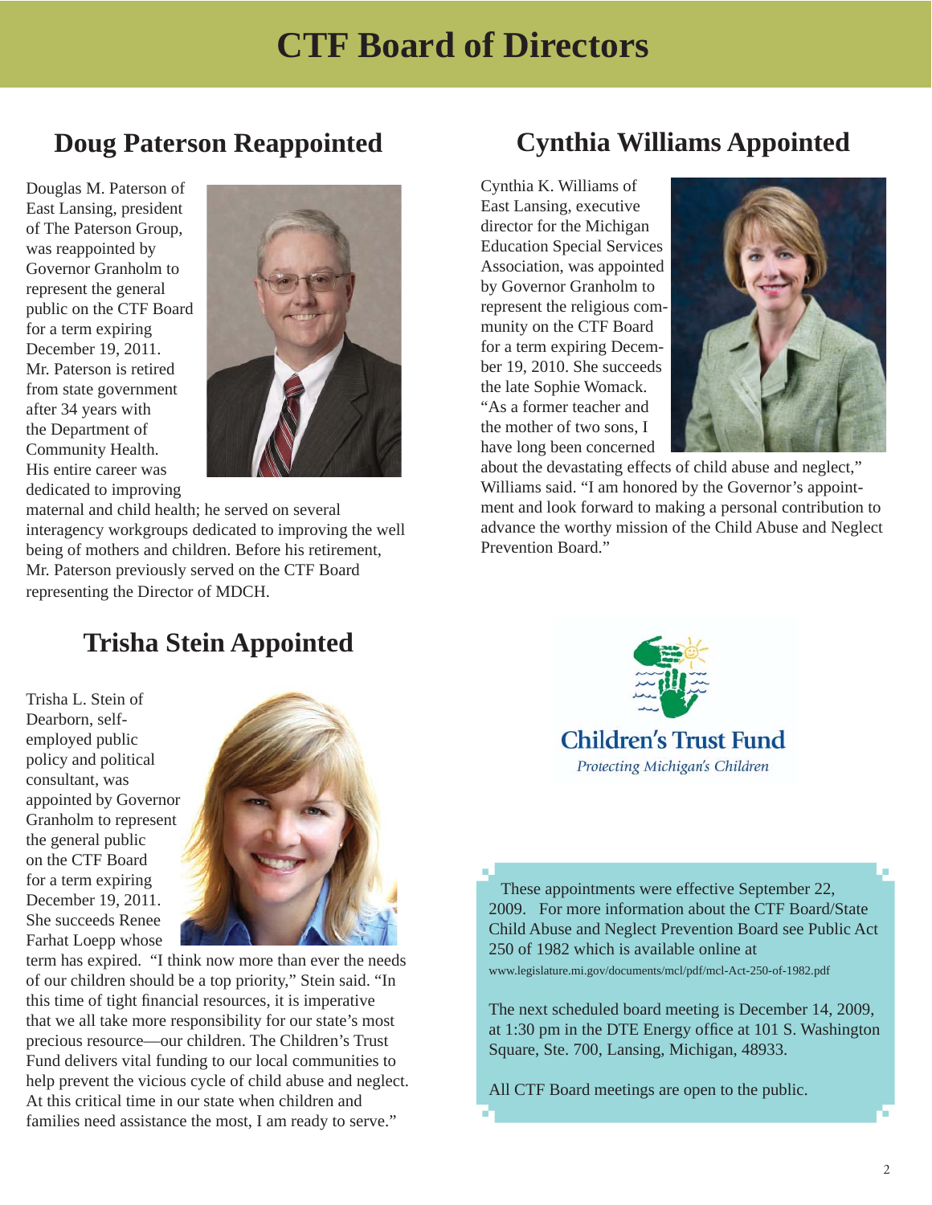# CTF Board of Directors

## Doug Paterson Reappointed

Douglas M. Paterson of East Lansing, president of The Paterson Group, was reappointed by Governor Granholm to represent the general public on the CTF Board for a term expiring December 19, 2011. Mr. Paterson is retired from state government after 34 years with the Department of Community Health. His entire career was dedicated to improving maternal and child health; he served on several interagency workgroups dedicated to improving the well being of mothers and children. Before his retirement, Mr. Paterson previously served on the CTF Board representing the Director of MDCH.

## Cynthia Williams Appointed

Cynthia K. Williams of East Lansing, executive director for the Michigan Education Special Services Association, was appointed by Governor Granholm to represent the religious community on the CTF Board for a term expiring December 19, 2010. She succeeds the late Sophie Womack. "As a former teacher and the mother of two sons, I have long been concerned about the devastating effects of child abuse and neglect," Williams said. "I am honored by the Governor's appointment and look forward to making a personal contribution to advance the worthy mission of the Child Abuse and Neglect Prevention Board."

## Trisha Stein Appointed

Trisha L. Stein of Dearborn, self-employed public policy and political consultant, was appointed by Governor Granholm to represent the general public on the CTF Board for a term expiring December 19, 2011. She succeeds Renee Farhat Loepp whose term has expired. "I think now more than ever the needs of our children should be a top priority," Stein said. "In this time of tight financial resources, it is imperative that we all take more responsibility for our state's most precious resource—our children. The Children's Trust Fund delivers vital funding to our local communities to help prevent the vicious cycle of child abuse and neglect. At this critical time in our state when children and families need assistance the most, I am ready to serve."

**Children's Trust Fund**
*Protecting Michigan's Children*

These appointments were effective September 22, 2009. For more information about the CTF Board/State Child Abuse and Neglect Prevention Board see Public Act 250 of 1982 which is available online at www.legislature.mi.gov/documents/mcl/pdf/mcl-Act-250-of-1982.pdf

The next scheduled board meeting is December 14, 2009, at 1:30 pm in the DTE Energy office at 101 S. Washington Square, Ste. 700, Lansing, Michigan, 48933.

All CTF Board meetings are open to the public.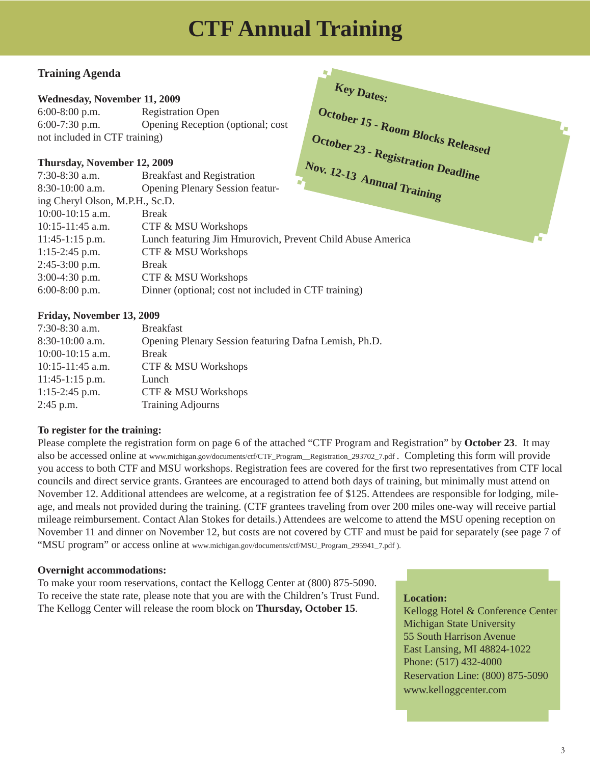# CTF Annual Training

## Training Agenda

**Wednesday, November 11, 2009**

6:00-8:00 p.m. Registration Open
6:00-7:30 p.m. Opening Reception (optional; cost not included in CTF training)

**Thursday, November 12, 2009**

| | |
|---|---|
| 7:30-8:30 a.m. | Breakfast and Registration |
| 8:30-10:00 a.m. | Opening Plenary Session featuring Cheryl Olson, M.P.H., Sc.D. |
| 10:00-10:15 a.m. | Break |
| 10:15-11:45 a.m. | CTF & MSU Workshops |
| 11:45-1:15 p.m. | Lunch featuring Jim Hmurovich, Prevent Child Abuse America |
| 1:15-2:45 p.m. | CTF & MSU Workshops |
| 2:45-3:00 p.m. | Break |
| 3:00-4:30 p.m. | CTF & MSU Workshops |
| 6:00-8:00 p.m. | Dinner (optional; cost not included in CTF training) |

**Friday, November 13, 2009**

| | |
|---|---|
| 7:30-8:30 a.m. | Breakfast |
| 8:30-10:00 a.m. | Opening Plenary Session featuring Dafna Lemish, Ph.D. |
| 10:00-10:15 a.m. | Break |
| 10:15-11:45 a.m. | CTF & MSU Workshops |
| 11:45-1:15 p.m. | Lunch |
| 1:15-2:45 p.m. | CTF & MSU Workshops |
| 2:45 p.m. | Training Adjourns |

**Key Dates:**

**October 15 - Room Blocks Released**

**October 23 - Registration Deadline**

**Nov. 12-13 Annual Training**

**To register for the training:**

Please complete the registration form on page 6 of the attached "CTF Program and Registration" by **October 23**. It may also be accessed online at www.michigan.gov/documents/ctf/CTF_Program__Registration_293702_7.pdf . Completing this form will provide you access to both CTF and MSU workshops. Registration fees are covered for the first two representatives from CTF local councils and direct service grants. Grantees are encouraged to attend both days of training, but minimally must attend on November 12. Additional attendees are welcome, at a registration fee of $125. Attendees are responsible for lodging, mileage, and meals not provided during the training. (CTF grantees traveling from over 200 miles one-way will receive partial mileage reimbursement. Contact Alan Stokes for details.) Attendees are welcome to attend the MSU opening reception on November 11 and dinner on November 12, but costs are not covered by CTF and must be paid for separately (see page 7 of "MSU program" or access online at www.michigan.gov/documents/ctf/MSU_Program_295941_7.pdf ).

**Overnight accommodations:**

To make your room reservations, contact the Kellogg Center at (800) 875-5090. To receive the state rate, please note that you are with the Children's Trust Fund. The Kellogg Center will release the room block on **Thursday, October 15**.

**Location:**
Kellogg Hotel & Conference Center
Michigan State University
55 South Harrison Avenue
East Lansing, MI 48824-1022
Phone: (517) 432-4000
Reservation Line: (800) 875-5090
www.kelloggcenter.com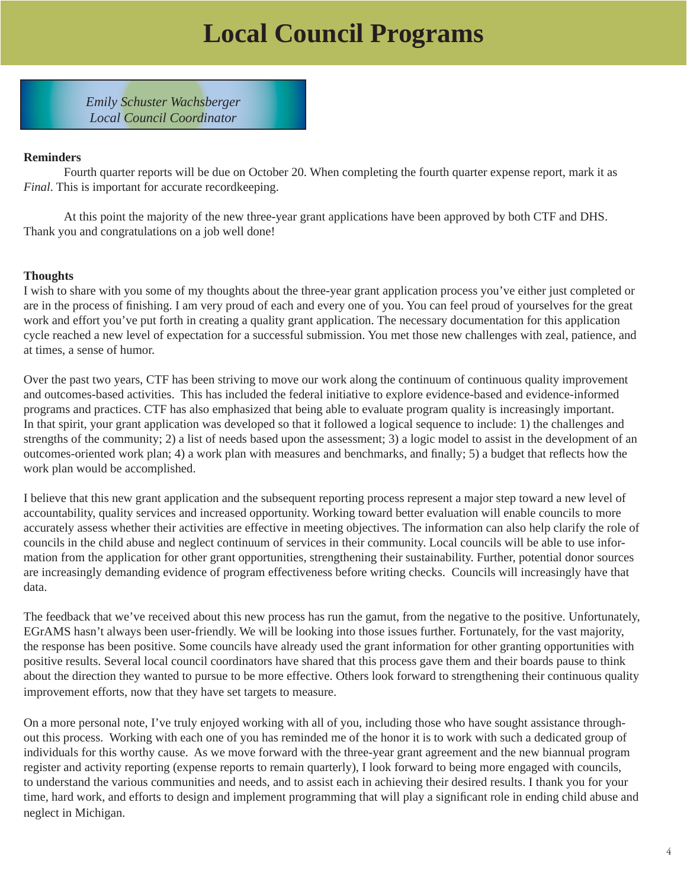# Local Council Programs

*Emily Schuster Wachsberger*
*Local Council Coordinator*

**Reminders**

Fourth quarter reports will be due on October 20. When completing the fourth quarter expense report, mark it as *Final*. This is important for accurate recordkeeping.

At this point the majority of the new three-year grant applications have been approved by both CTF and DHS. Thank you and congratulations on a job well done!

**Thoughts**

I wish to share with you some of my thoughts about the three-year grant application process you've either just completed or are in the process of finishing. I am very proud of each and every one of you. You can feel proud of yourselves for the great work and effort you've put forth in creating a quality grant application. The necessary documentation for this application cycle reached a new level of expectation for a successful submission. You met those new challenges with zeal, patience, and at times, a sense of humor.

Over the past two years, CTF has been striving to move our work along the continuum of continuous quality improvement and outcomes-based activities. This has included the federal initiative to explore evidence-based and evidence-informed programs and practices. CTF has also emphasized that being able to evaluate program quality is increasingly important. In that spirit, your grant application was developed so that it followed a logical sequence to include: 1) the challenges and strengths of the community; 2) a list of needs based upon the assessment; 3) a logic model to assist in the development of an outcomes-oriented work plan; 4) a work plan with measures and benchmarks, and finally; 5) a budget that reflects how the work plan would be accomplished.

I believe that this new grant application and the subsequent reporting process represent a major step toward a new level of accountability, quality services and increased opportunity. Working toward better evaluation will enable councils to more accurately assess whether their activities are effective in meeting objectives. The information can also help clarify the role of councils in the child abuse and neglect continuum of services in their community. Local councils will be able to use information from the application for other grant opportunities, strengthening their sustainability. Further, potential donor sources are increasingly demanding evidence of program effectiveness before writing checks. Councils will increasingly have that data.

The feedback that we've received about this new process has run the gamut, from the negative to the positive. Unfortunately, EGrAMS hasn't always been user-friendly. We will be looking into those issues further. Fortunately, for the vast majority, the response has been positive. Some councils have already used the grant information for other granting opportunities with positive results. Several local council coordinators have shared that this process gave them and their boards pause to think about the direction they wanted to pursue to be more effective. Others look forward to strengthening their continuous quality improvement efforts, now that they have set targets to measure.

On a more personal note, I've truly enjoyed working with all of you, including those who have sought assistance throughout this process. Working with each one of you has reminded me of the honor it is to work with such a dedicated group of individuals for this worthy cause. As we move forward with the three-year grant agreement and the new biannual program register and activity reporting (expense reports to remain quarterly), I look forward to being more engaged with councils, to understand the various communities and needs, and to assist each in achieving their desired results. I thank you for your time, hard work, and efforts to design and implement programming that will play a significant role in ending child abuse and neglect in Michigan.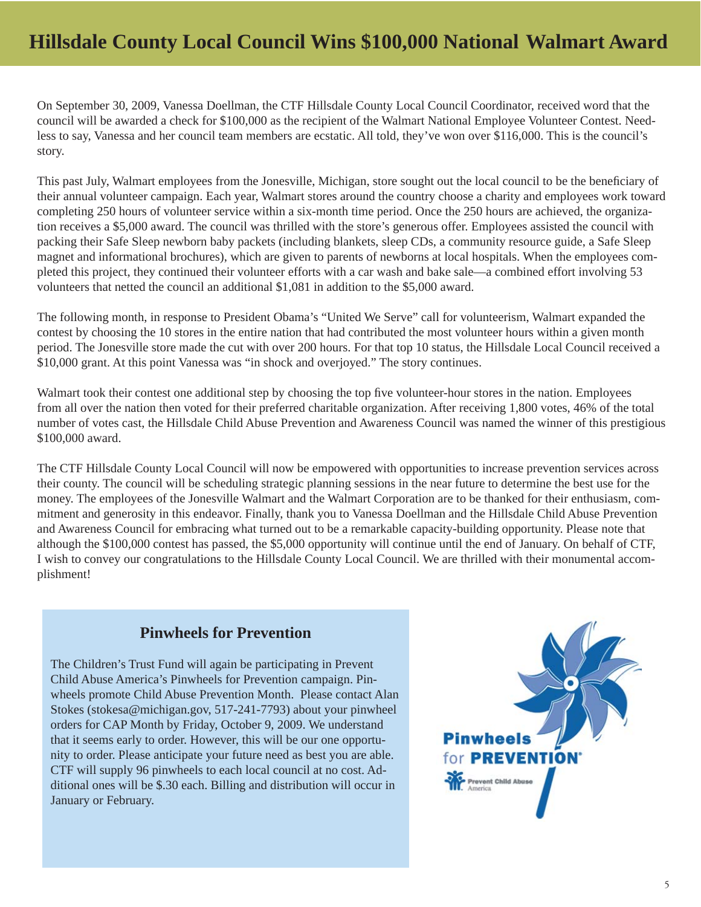# Hillsdale County Local Council Wins $100,000 National Walmart Award

On September 30, 2009, Vanessa Doellman, the CTF Hillsdale County Local Council Coordinator, received word that the council will be awarded a check for $100,000 as the recipient of the Walmart National Employee Volunteer Contest. Needless to say, Vanessa and her council team members are ecstatic. All told, they've won over $116,000. This is the council's story.

This past July, Walmart employees from the Jonesville, Michigan, store sought out the local council to be the beneficiary of their annual volunteer campaign. Each year, Walmart stores around the country choose a charity and employees work toward completing 250 hours of volunteer service within a six-month time period. Once the 250 hours are achieved, the organization receives a $5,000 award. The council was thrilled with the store's generous offer. Employees assisted the council with packing their Safe Sleep newborn baby packets (including blankets, sleep CDs, a community resource guide, a Safe Sleep magnet and informational brochures), which are given to parents of newborns at local hospitals. When the employees completed this project, they continued their volunteer efforts with a car wash and bake sale—a combined effort involving 53 volunteers that netted the council an additional $1,081 in addition to the $5,000 award.

The following month, in response to President Obama's "United We Serve" call for volunteerism, Walmart expanded the contest by choosing the 10 stores in the entire nation that had contributed the most volunteer hours within a given month period. The Jonesville store made the cut with over 200 hours. For that top 10 status, the Hillsdale Local Council received a $10,000 grant. At this point Vanessa was "in shock and overjoyed." The story continues.

Walmart took their contest one additional step by choosing the top five volunteer-hour stores in the nation. Employees from all over the nation then voted for their preferred charitable organization. After receiving 1,800 votes, 46% of the total number of votes cast, the Hillsdale Child Abuse Prevention and Awareness Council was named the winner of this prestigious $100,000 award.

The CTF Hillsdale County Local Council will now be empowered with opportunities to increase prevention services across their county. The council will be scheduling strategic planning sessions in the near future to determine the best use for the money. The employees of the Jonesville Walmart and the Walmart Corporation are to be thanked for their enthusiasm, commitment and generosity in this endeavor. Finally, thank you to Vanessa Doellman and the Hillsdale Child Abuse Prevention and Awareness Council for embracing what turned out to be a remarkable capacity-building opportunity. Please note that although the $100,000 contest has passed, the $5,000 opportunity will continue until the end of January. On behalf of CTF, I wish to convey our congratulations to the Hillsdale County Local Council. We are thrilled with their monumental accomplishment!

## Pinwheels for Prevention

The Children's Trust Fund will again be participating in Prevent Child Abuse America's Pinwheels for Prevention campaign. Pinwheels promote Child Abuse Prevention Month. Please contact Alan Stokes (stokesa@michigan.gov, 517-241-7793) about your pinwheel orders for CAP Month by Friday, October 9, 2009. We understand that it seems early to order. However, this will be our one opportunity to order. Please anticipate your future need as best you are able. CTF will supply 96 pinwheels to each local council at no cost. Additional ones will be $.30 each. Billing and distribution will occur in January or February.

Pinwheels for PREVENTION®

Prevent Child Abuse America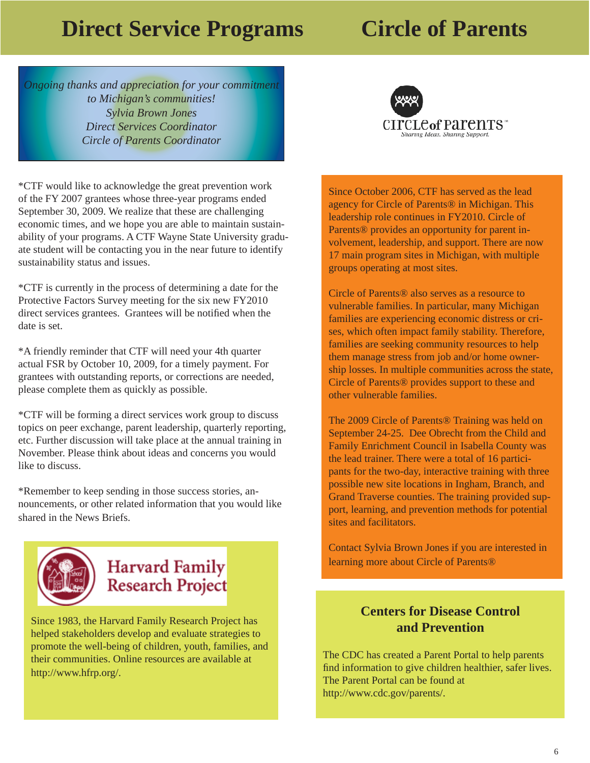# Direct Service Programs

*Ongoing thanks and appreciation for your commitment to Michigan's communities!*
*Sylvia Brown Jones*
*Direct Services Coordinator*
*Circle of Parents Coordinator*

*CTF would like to acknowledge the great prevention work of the FY 2007 grantees whose three-year programs ended September 30, 2009. We realize that these are challenging economic times, and we hope you are able to maintain sustainability of your programs. A CTF Wayne State University graduate student will be contacting you in the near future to identify sustainability status and issues.

*CTF is currently in the process of determining a date for the Protective Factors Survey meeting for the six new FY2010 direct services grantees. Grantees will be notified when the date is set.

*A friendly reminder that CTF will need your 4th quarter actual FSR by October 10, 2009, for a timely payment. For grantees with outstanding reports, or corrections are needed, please complete them as quickly as possible.

*CTF will be forming a direct services work group to discuss topics on peer exchange, parent leadership, quarterly reporting, etc. Further discussion will take place at the annual training in November. Please think about ideas and concerns you would like to discuss.

*Remember to keep sending in those success stories, announcements, or other related information that you would like shared in the News Briefs.

## Harvard Family Research Project

Since 1983, the Harvard Family Research Project has helped stakeholders develop and evaluate strategies to promote the well-being of children, youth, families, and their communities. Online resources are available at http://www.hfrp.org/.

# Circle of Parents

circle of parents™
*Sharing Ideas. Sharing Support.*

Since October 2006, CTF has served as the lead agency for Circle of Parents® in Michigan. This leadership role continues in FY2010. Circle of Parents® provides an opportunity for parent involvement, leadership, and support. There are now 17 main program sites in Michigan, with multiple groups operating at most sites.

Circle of Parents® also serves as a resource to vulnerable families. In particular, many Michigan families are experiencing economic distress or crises, which often impact family stability. Therefore, families are seeking community resources to help them manage stress from job and/or home ownership losses. In multiple communities across the state, Circle of Parents® provides support to these and other vulnerable families.

The 2009 Circle of Parents® Training was held on September 24-25. Dee Obrecht from the Child and Family Enrichment Council in Isabella County was the lead trainer. There were a total of 16 participants for the two-day, interactive training with three possible new site locations in Ingham, Branch, and Grand Traverse counties. The training provided support, learning, and prevention methods for potential sites and facilitators.

Contact Sylvia Brown Jones if you are interested in learning more about Circle of Parents®

## Centers for Disease Control and Prevention

The CDC has created a Parent Portal to help parents find information to give children healthier, safer lives. The Parent Portal can be found at http://www.cdc.gov/parents/.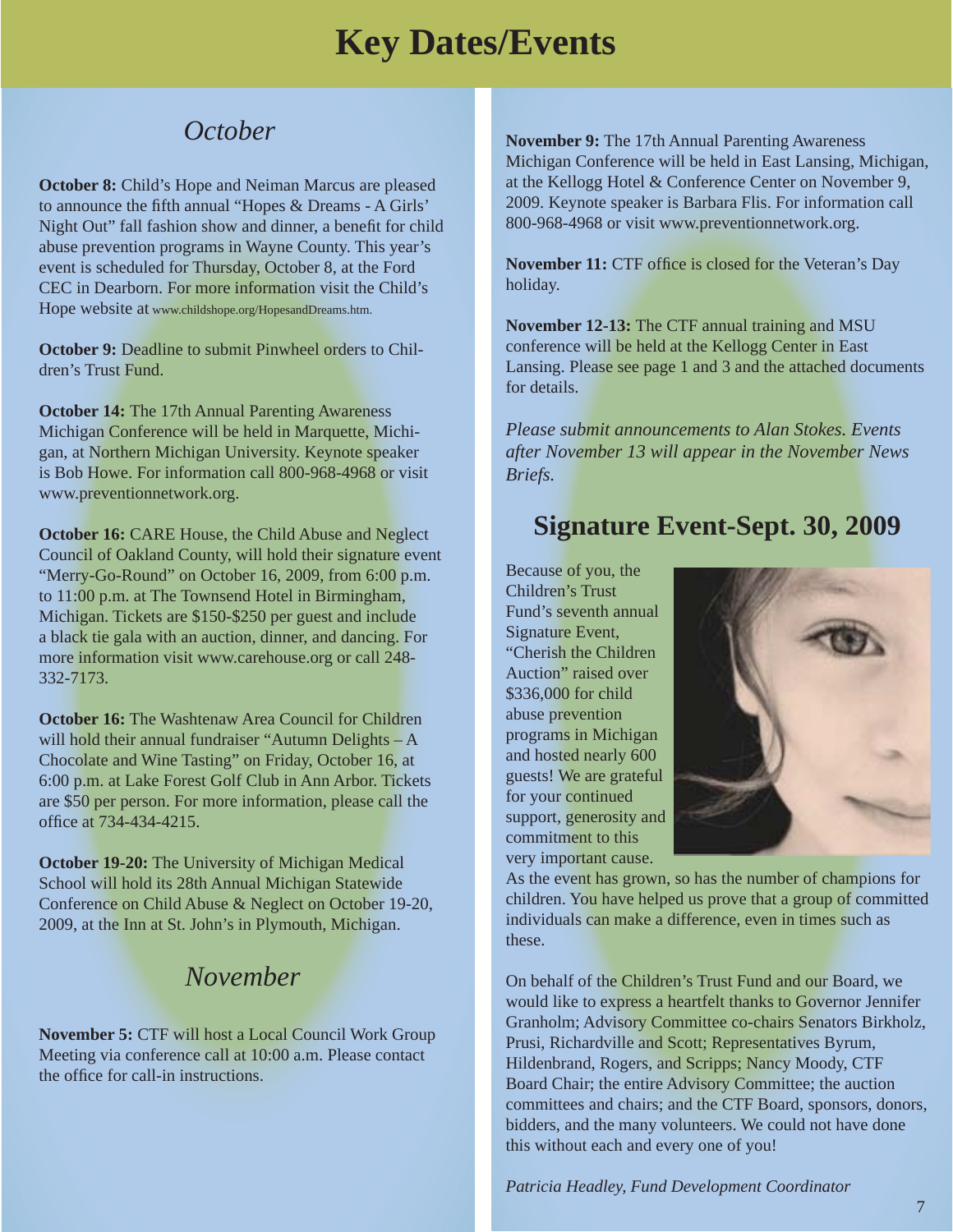# Key Dates/Events

## October

**October 8:** Child's Hope and Neiman Marcus are pleased to announce the fifth annual "Hopes & Dreams - A Girls' Night Out" fall fashion show and dinner, a benefit for child abuse prevention programs in Wayne County. This year's event is scheduled for Thursday, October 8, at the Ford CEC in Dearborn. For more information visit the Child's Hope website at www.childshope.org/HopesandDreams.htm.

**October 9:** Deadline to submit Pinwheel orders to Children's Trust Fund.

**October 14:** The 17th Annual Parenting Awareness Michigan Conference will be held in Marquette, Michigan, at Northern Michigan University. Keynote speaker is Bob Howe. For information call 800-968-4968 or visit www.preventionnetwork.org.

**October 16:** CARE House, the Child Abuse and Neglect Council of Oakland County, will hold their signature event "Merry-Go-Round" on October 16, 2009, from 6:00 p.m. to 11:00 p.m. at The Townsend Hotel in Birmingham, Michigan. Tickets are $150-$250 per guest and include a black tie gala with an auction, dinner, and dancing. For more information visit www.carehouse.org or call 248-332-7173.

**October 16:** The Washtenaw Area Council for Children will hold their annual fundraiser "Autumn Delights – A Chocolate and Wine Tasting" on Friday, October 16, at 6:00 p.m. at Lake Forest Golf Club in Ann Arbor. Tickets are $50 per person. For more information, please call the office at 734-434-4215.

**October 19-20:** The University of Michigan Medical School will hold its 28th Annual Michigan Statewide Conference on Child Abuse & Neglect on October 19-20, 2009, at the Inn at St. John's in Plymouth, Michigan.

## November

**November 5:** CTF will host a Local Council Work Group Meeting via conference call at 10:00 a.m. Please contact the office for call-in instructions.

**November 9:** The 17th Annual Parenting Awareness Michigan Conference will be held in East Lansing, Michigan, at the Kellogg Hotel & Conference Center on November 9, 2009. Keynote speaker is Barbara Flis. For information call 800-968-4968 or visit www.preventionnetwork.org.

**November 11:** CTF office is closed for the Veteran's Day holiday.

**November 12-13:** The CTF annual training and MSU conference will be held at the Kellogg Center in East Lansing. Please see page 1 and 3 and the attached documents for details.

*Please submit announcements to Alan Stokes. Events after November 13 will appear in the November News Briefs.*

## Signature Event-Sept. 30, 2009

Because of you, the Children's Trust Fund's seventh annual Signature Event, "Cherish the Children Auction" raised over $336,000 for child abuse prevention programs in Michigan and hosted nearly 600 guests! We are grateful for your continued support, generosity and commitment to this very important cause. As the event has grown, so has the number of champions for children. You have helped us prove that a group of committed individuals can make a difference, even in times such as these.

On behalf of the Children's Trust Fund and our Board, we would like to express a heartfelt thanks to Governor Jennifer Granholm; Advisory Committee co-chairs Senators Birkholz, Prusi, Richardville and Scott; Representatives Byrum, Hildenbrand, Rogers, and Scripps; Nancy Moody, CTF Board Chair; the entire Advisory Committee; the auction committees and chairs; and the CTF Board, sponsors, donors, bidders, and the many volunteers. We could not have done this without each and every one of you!

*Patricia Headley, Fund Development Coordinator*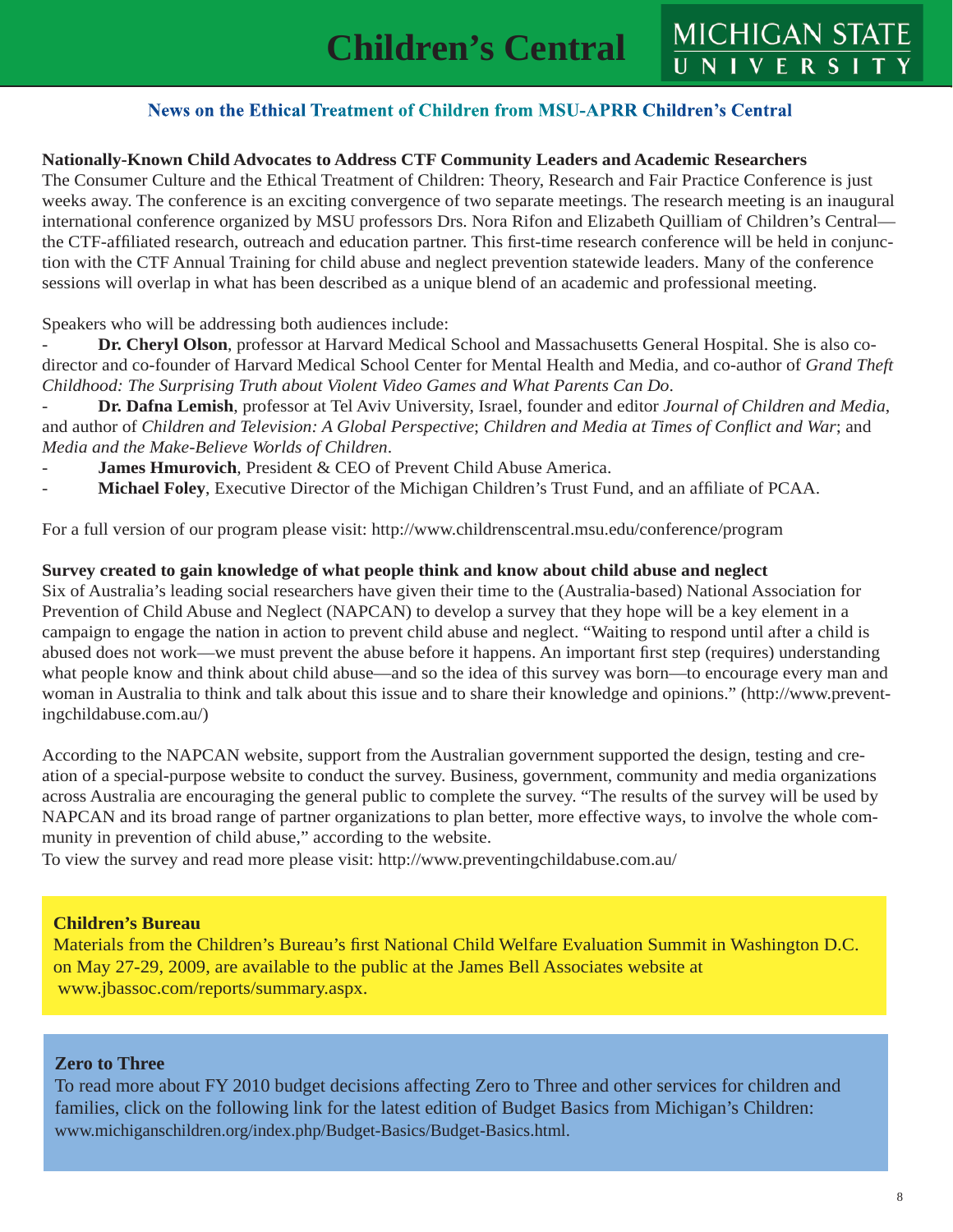# Children's Central

MICHIGAN STATE UNIVERSITY

**News on the Ethical Treatment of Children from MSU-APRR Children's Central**

**Nationally-Known Child Advocates to Address CTF Community Leaders and Academic Researchers**

The Consumer Culture and the Ethical Treatment of Children: Theory, Research and Fair Practice Conference is just weeks away. The conference is an exciting convergence of two separate meetings. The research meeting is an inaugural international conference organized by MSU professors Drs. Nora Rifon and Elizabeth Quilliam of Children's Central—the CTF-affiliated research, outreach and education partner. This first-time research conference will be held in conjunction with the CTF Annual Training for child abuse and neglect prevention statewide leaders. Many of the conference sessions will overlap in what has been described as a unique blend of an academic and professional meeting.

Speakers who will be addressing both audiences include:

- **Dr. Cheryl Olson**, professor at Harvard Medical School and Massachusetts General Hospital. She is also co-director and co-founder of Harvard Medical School Center for Mental Health and Media, and co-author of *Grand Theft Childhood: The Surprising Truth about Violent Video Games and What Parents Can Do*.
- **Dr. Dafna Lemish**, professor at Tel Aviv University, Israel, founder and editor *Journal of Children and Media*, and author of *Children and Television: A Global Perspective*; *Children and Media at Times of Conflict and War*; and *Media and the Make-Believe Worlds of Children*.
- **James Hmurovich**, President & CEO of Prevent Child Abuse America.
- **Michael Foley**, Executive Director of the Michigan Children's Trust Fund, and an affiliate of PCAA.

For a full version of our program please visit: http://www.childrenscentral.msu.edu/conference/program

**Survey created to gain knowledge of what people think and know about child abuse and neglect**

Six of Australia's leading social researchers have given their time to the (Australia-based) National Association for Prevention of Child Abuse and Neglect (NAPCAN) to develop a survey that they hope will be a key element in a campaign to engage the nation in action to prevent child abuse and neglect. "Waiting to respond until after a child is abused does not work—we must prevent the abuse before it happens. An important first step (requires) understanding what people know and think about child abuse—and so the idea of this survey was born—to encourage every man and woman in Australia to think and talk about this issue and to share their knowledge and opinions." (http://www.preventingchildabuse.com.au/)

According to the NAPCAN website, support from the Australian government supported the design, testing and creation of a special-purpose website to conduct the survey. Business, government, community and media organizations across Australia are encouraging the general public to complete the survey. "The results of the survey will be used by NAPCAN and its broad range of partner organizations to plan better, more effective ways, to involve the whole community in prevention of child abuse," according to the website.

To view the survey and read more please visit: http://www.preventingchildabuse.com.au/

**Children's Bureau**

Materials from the Children's Bureau's first National Child Welfare Evaluation Summit in Washington D.C. on May 27-29, 2009, are available to the public at the James Bell Associates website at www.jbassoc.com/reports/summary.aspx.

**Zero to Three**

To read more about FY 2010 budget decisions affecting Zero to Three and other services for children and families, click on the following link for the latest edition of Budget Basics from Michigan's Children: www.michiganchildren.org/index.php/Budget-Basics/Budget-Basics.html.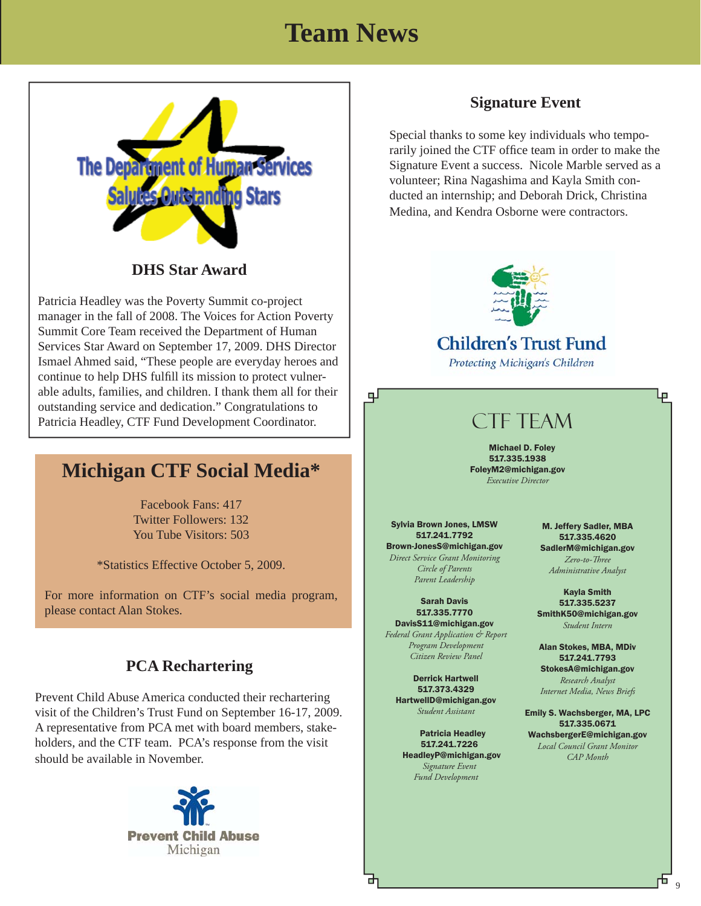# Team News

The Department of Human Services Salutes Outstanding Stars

## DHS Star Award

Patricia Headley was the Poverty Summit co-project manager in the fall of 2008. The Voices for Action Poverty Summit Core Team received the Department of Human Services Star Award on September 17, 2009. DHS Director Ismael Ahmed said, "These people are everyday heroes and continue to help DHS fulfill its mission to protect vulnerable adults, families, and children. I thank them all for their outstanding service and dedication." Congratulations to Patricia Headley, CTF Fund Development Coordinator.

## Michigan CTF Social Media*

Facebook Fans: 417
Twitter Followers: 132
You Tube Visitors: 503

*Statistics Effective October 5, 2009.

For more information on CTF's social media program, please contact Alan Stokes.

## PCA Rechartering

Prevent Child Abuse America conducted their rechartering visit of the Children's Trust Fund on September 16-17, 2009. A representative from PCA met with board members, stakeholders, and the CTF team. PCA's response from the visit should be available in November.

Prevent Child Abuse Michigan

## Signature Event

Special thanks to some key individuals who temporarily joined the CTF office team in order to make the Signature Event a success. Nicole Marble served as a volunteer; Rina Nagashima and Kayla Smith conducted an internship; and Deborah Drick, Christina Medina, and Kendra Osborne were contractors.

Children's Trust Fund
*Protecting Michigan's Children*

## CTF TEAM

**Michael D. Foley**
**517.335.1938**
**FoleyM2@michigan.gov**
*Executive Director*

**Sylvia Brown Jones, LMSW**
**517.241.7792**
**Brown-JonesS@michigan.gov**
*Direct Service Grant Monitoring*
*Circle of Parents*
*Parent Leadership*

**Sarah Davis**
**517.335.7770**
**DavisS11@michigan.gov**
*Federal Grant Application & Report*
*Program Development*
*Citizen Review Panel*

**Derrick Hartwell**
**517.373.4329**
**HartwellD@michigan.gov**
*Student Assistant*

**Patricia Headley**
**517.241.7226**
**HeadleyP@michigan.gov**
*Signature Event*
*Fund Development*

**M. Jeffery Sadler, MBA**
**517.335.4620**
**SadlerM@michigan.gov**
*Zero-to-Three*
*Administrative Analyst*

**Kayla Smith**
**517.335.5237**
**SmithK50@michigan.gov**
*Student Intern*

**Alan Stokes, MBA, MDiv**
**517.241.7793**
**StokesA@michigan.gov**
*Research Analyst*
*Internet Media, News Briefs*

**Emily S. Wachsberger, MA, LPC**
**517.335.0671**
**WachsbergerE@michigan.gov**
*Local Council Grant Monitor*
*CAP Month*